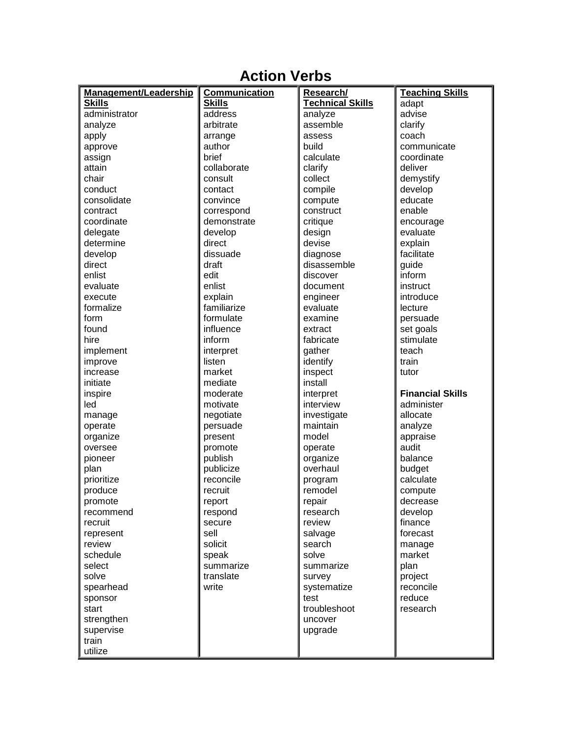# Action Verbs

| Management/Leadership Skills | Communication Skills | Research/ Technical Skills | Teaching Skills |
|---|---|---|---|
| administrator | address | analyze | adapt |
| analyze | arbitrate | assemble | advise |
| apply | arrange | assess | clarify |
| approve | author | build | coach |
| assign | brief | calculate | communicate |
| attain | collaborate | clarify | coordinate |
| chair | consult | collect | deliver |
| conduct | contact | compile | demystify |
| consolidate | convince | compute | develop |
| contract | correspond | construct | educate |
| coordinate | demonstrate | critique | enable |
| delegate | develop | design | encourage |
| determine | direct | devise | evaluate |
| develop | dissuade | diagnose | explain |
| direct | draft | disassemble | facilitate |
| enlist | edit | discover | guide |
| evaluate | enlist | document | inform |
| execute | explain | engineer | instruct |
| formalize | familiarize | evaluate | introduce |
| form | formulate | examine | lecture |
| found | influence | extract | persuade |
| hire | inform | fabricate | set goals |
| implement | interpret | gather | stimulate |
| improve | listen | identify | teach |
| increase | market | inspect | train |
| initiate | mediate | install | tutor |
| inspire | moderate | interpret | |
| led | motivate | interview | **Financial Skills** |
| manage | negotiate | investigate | administer |
| operate | persuade | maintain | allocate |
| organize | present | model | analyze |
| oversee | promote | operate | appraise |
| pioneer | publish | organize | audit |
| plan | publicize | overhaul | balance |
| prioritize | reconcile | program | budget |
| produce | recruit | remodel | calculate |
| promote | report | repair | compute |
| recommend | respond | research | decrease |
| recruit | secure | review | develop |
| represent | sell | salvage | finance |
| review | solicit | search | forecast |
| schedule | speak | solve | manage |
| select | summarize | summarize | market |
| solve | translate | survey | plan |
| spearhead | write | systematize | project |
| sponsor | | test | reconcile |
| start | | troubleshoot | reduce |
| strengthen | | uncover | research |
| supervise | | upgrade | |
| train | | | |
| utilize | | | |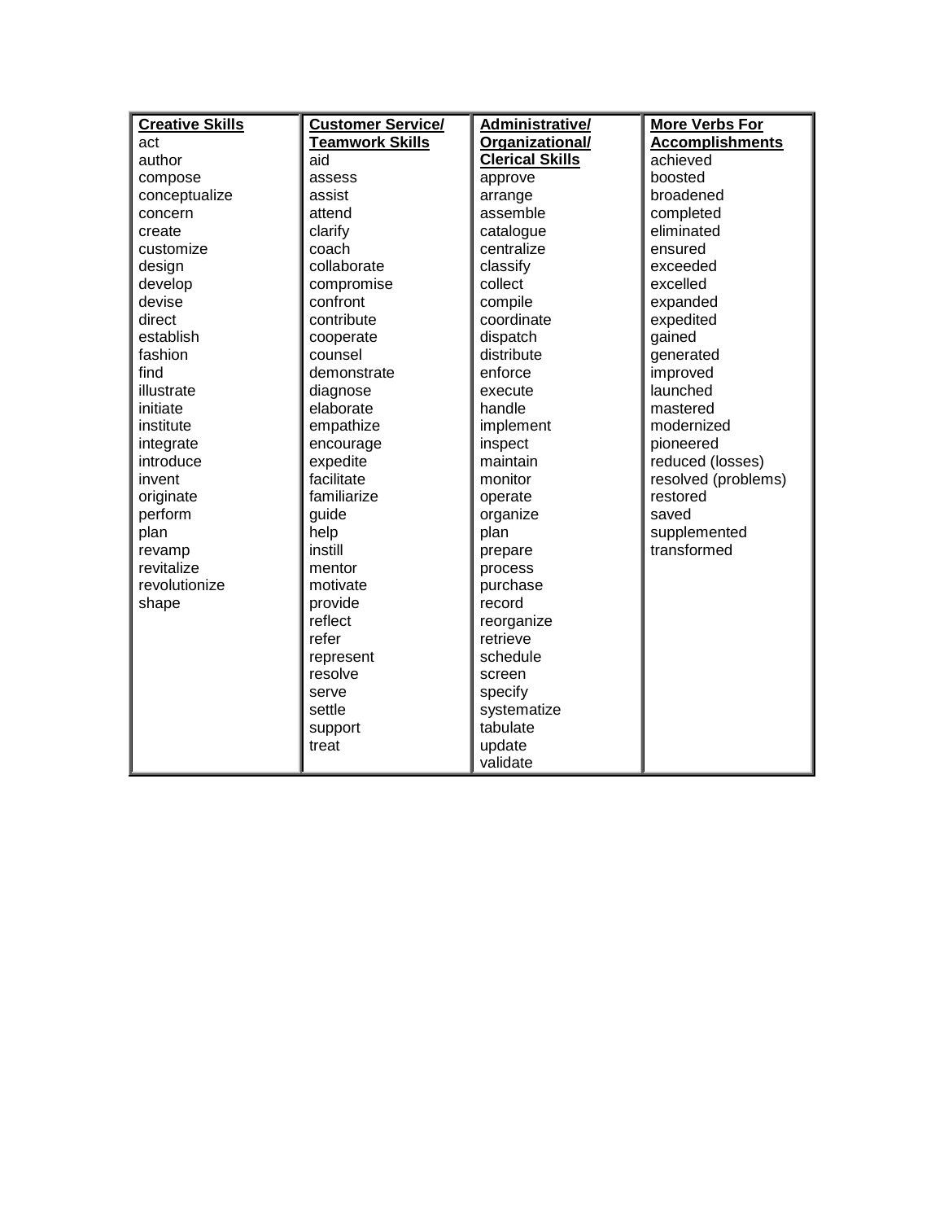| Creative Skills | Customer Service/ Teamwork Skills | Administrative/ Organizational/ Clerical Skills | More Verbs For Accomplishments |
|---|---|---|---|
| act | aid | approve | achieved |
| author | assess | arrange | boosted |
| compose | assist | assemble | broadened |
| conceptualize | attend | catalogue | completed |
| concern | clarify | centralize | eliminated |
| create | coach | classify | ensured |
| customize | collaborate | collect | exceeded |
| design | compromise | compile | excelled |
| develop | confront | coordinate | expanded |
| devise | contribute | dispatch | expedited |
| direct | cooperate | distribute | gained |
| establish | counsel | enforce | generated |
| fashion | demonstrate | execute | improved |
| find | diagnose | handle | launched |
| illustrate | elaborate | implement | mastered |
| initiate | empathize | inspect | modernized |
| institute | encourage | maintain | pioneered |
| integrate | expedite | monitor | reduced (losses) |
| introduce | facilitate | operate | resolved (problems) |
| invent | familiarize | organize | restored |
| originate | guide | plan | saved |
| perform | help | prepare | supplemented |
| plan | instill | process | transformed |
| revamp | mentor | purchase | |
| revitalize | motivate | record | |
| revolutionize | provide | reorganize | |
| shape | reflect | retrieve | |
| | refer | schedule | |
| | represent | screen | |
| | resolve | specify | |
| | serve | systematize | |
| | settle | tabulate | |
| | support | update | |
| | treat | validate | |